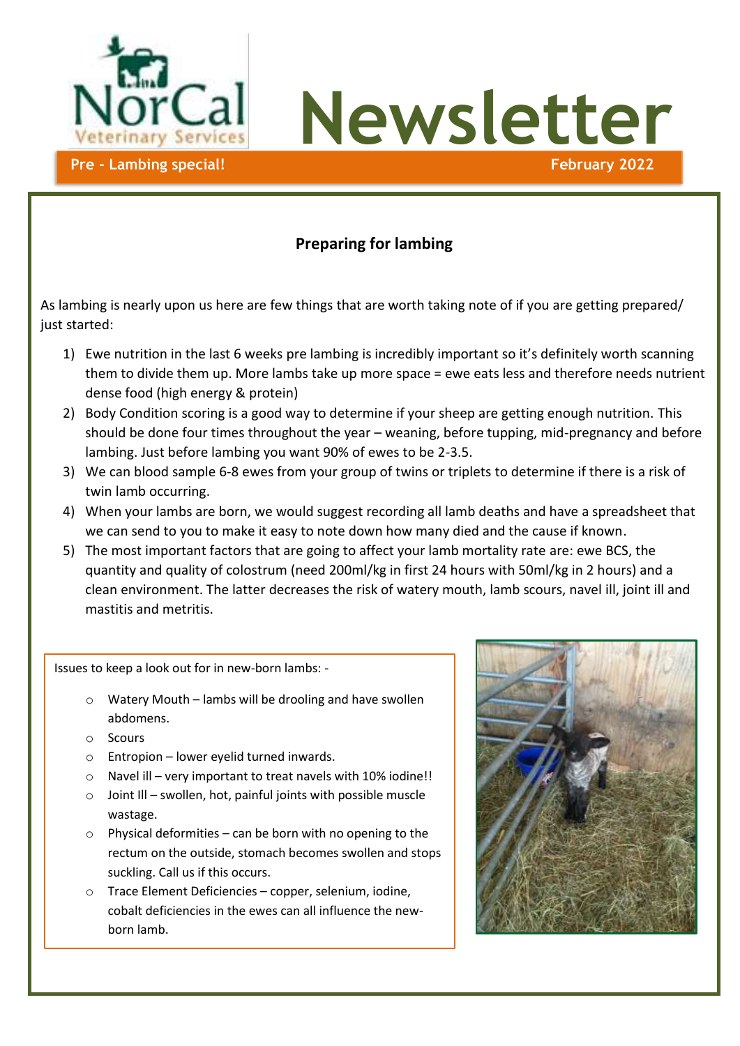NorCal Veterinary Services

# Newsletter

**Pre - Lambing special!** **February 2022**

## Preparing for lambing

As lambing is nearly upon us here are few things that are worth taking note of if you are getting prepared/ just started:

1) Ewe nutrition in the last 6 weeks pre lambing is incredibly important so it's definitely worth scanning them to divide them up. More lambs take up more space = ewe eats less and therefore needs nutrient dense food (high energy & protein)
2) Body Condition scoring is a good way to determine if your sheep are getting enough nutrition. This should be done four times throughout the year – weaning, before tupping, mid-pregnancy and before lambing. Just before lambing you want 90% of ewes to be 2-3.5.
3) We can blood sample 6-8 ewes from your group of twins or triplets to determine if there is a risk of twin lamb occurring.
4) When your lambs are born, we would suggest recording all lamb deaths and have a spreadsheet that we can send to you to make it easy to note down how many died and the cause if known.
5) The most important factors that are going to affect your lamb mortality rate are: ewe BCS, the quantity and quality of colostrum (need 200ml/kg in first 24 hours with 50ml/kg in 2 hours) and a clean environment. The latter decreases the risk of watery mouth, lamb scours, navel ill, joint ill and mastitis and metritis.

Issues to keep a look out for in new-born lambs: -

- Watery Mouth – lambs will be drooling and have swollen abdomens.
- Scours
- Entropion – lower eyelid turned inwards.
- Navel ill – very important to treat navels with 10% iodine!!
- Joint Ill – swollen, hot, painful joints with possible muscle wastage.
- Physical deformities – can be born with no opening to the rectum on the outside, stomach becomes swollen and stops suckling. Call us if this occurs.
- Trace Element Deficiencies – copper, selenium, iodine, cobalt deficiencies in the ewes can all influence the new-born lamb.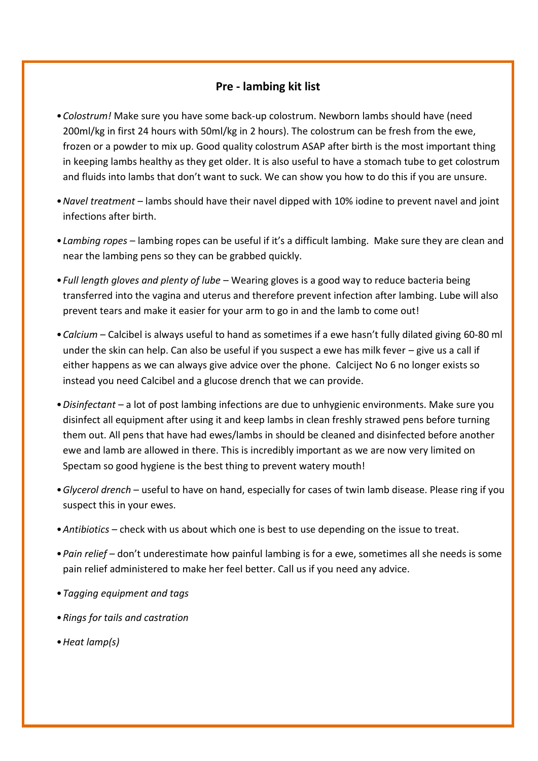## Pre - lambing kit list

- *Colostrum!* Make sure you have some back-up colostrum. Newborn lambs should have (need 200ml/kg in first 24 hours with 50ml/kg in 2 hours). The colostrum can be fresh from the ewe, frozen or a powder to mix up. Good quality colostrum ASAP after birth is the most important thing in keeping lambs healthy as they get older. It is also useful to have a stomach tube to get colostrum and fluids into lambs that don't want to suck. We can show you how to do this if you are unsure.
- *Navel treatment* – lambs should have their navel dipped with 10% iodine to prevent navel and joint infections after birth.
- *Lambing ropes* – lambing ropes can be useful if it's a difficult lambing. Make sure they are clean and near the lambing pens so they can be grabbed quickly.
- *Full length gloves and plenty of lube* – Wearing gloves is a good way to reduce bacteria being transferred into the vagina and uterus and therefore prevent infection after lambing. Lube will also prevent tears and make it easier for your arm to go in and the lamb to come out!
- *Calcium* – Calcibel is always useful to hand as sometimes if a ewe hasn't fully dilated giving 60-80 ml under the skin can help. Can also be useful if you suspect a ewe has milk fever – give us a call if either happens as we can always give advice over the phone. Calciject No 6 no longer exists so instead you need Calcibel and a glucose drench that we can provide.
- *Disinfectant* – a lot of post lambing infections are due to unhygienic environments. Make sure you disinfect all equipment after using it and keep lambs in clean freshly strawed pens before turning them out. All pens that have had ewes/lambs in should be cleaned and disinfected before another ewe and lamb are allowed in there. This is incredibly important as we are now very limited on Spectam so good hygiene is the best thing to prevent watery mouth!
- *Glycerol drench* – useful to have on hand, especially for cases of twin lamb disease. Please ring if you suspect this in your ewes.
- *Antibiotics* – check with us about which one is best to use depending on the issue to treat.
- *Pain relief* – don't underestimate how painful lambing is for a ewe, sometimes all she needs is some pain relief administered to make her feel better. Call us if you need any advice.
- *Tagging equipment and tags*
- *Rings for tails and castration*
- *Heat lamp(s)*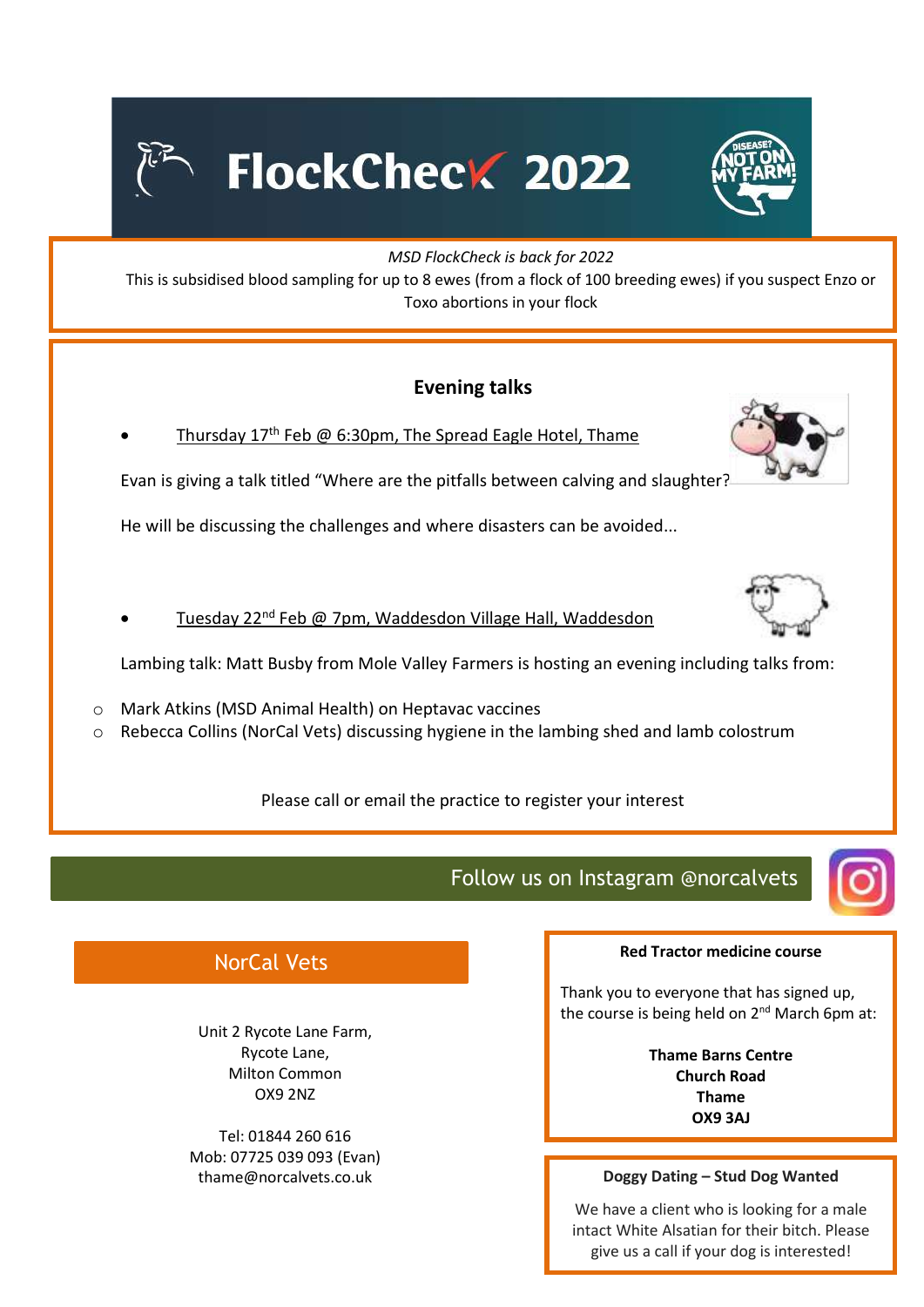# FlockCheck 2022

*MSD FlockCheck is back for 2022*

This is subsidised blood sampling for up to 8 ewes (from a flock of 100 breeding ewes) if you suspect Enzo or Toxo abortions in your flock

## Evening talks

- Thursday 17th Feb @ 6:30pm, The Spread Eagle Hotel, Thame

Evan is giving a talk titled "Where are the pitfalls between calving and slaughter?

He will be discussing the challenges and where disasters can be avoided...

- Tuesday 22nd Feb @ 7pm, Waddesdon Village Hall, Waddesdon

Lambing talk: Matt Busby from Mole Valley Farmers is hosting an evening including talks from:

- Mark Atkins (MSD Animal Health) on Heptavac vaccines
- Rebecca Collins (NorCal Vets) discussing hygiene in the lambing shed and lamb colostrum

Please call or email the practice to register your interest

Follow us on Instagram @norcalvets

## NorCal Vets

Unit 2 Rycote Lane Farm,
Rycote Lane,
Milton Common
OX9 2NZ

Tel: 01844 260 616
Mob: 07725 039 093 (Evan)
thame@norcalvets.co.uk

**Red Tractor medicine course**

Thank you to everyone that has signed up, the course is being held on 2nd March 6pm at:

**Thame Barns Centre**
**Church Road**
**Thame**
**OX9 3AJ**

**Doggy Dating – Stud Dog Wanted**

We have a client who is looking for a male intact White Alsatian for their bitch. Please give us a call if your dog is interested!